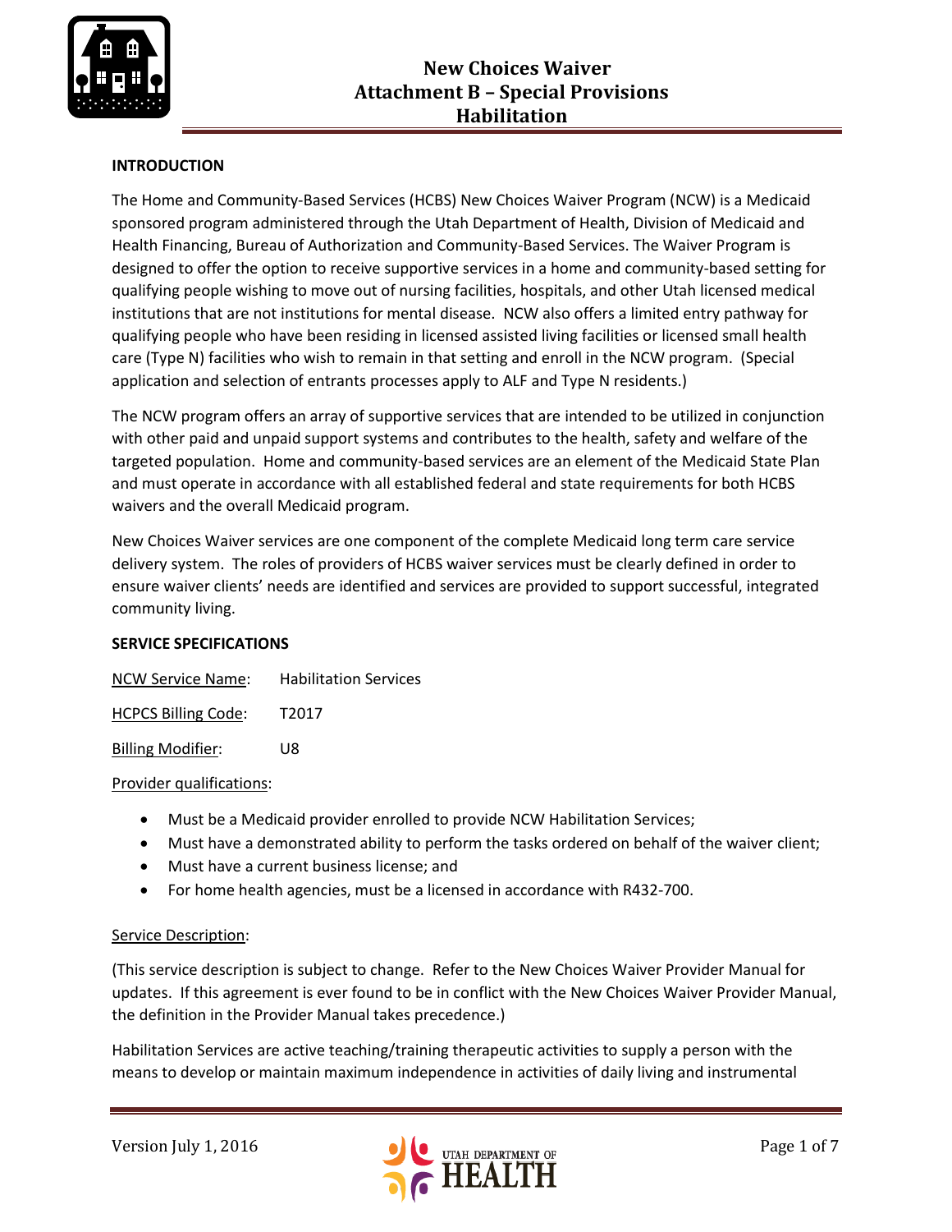# New Choices Waiver
## Attachment B – Special Provisions
## Habilitation

**INTRODUCTION**

The Home and Community-Based Services (HCBS) New Choices Waiver Program (NCW) is a Medicaid sponsored program administered through the Utah Department of Health, Division of Medicaid and Health Financing, Bureau of Authorization and Community-Based Services. The Waiver Program is designed to offer the option to receive supportive services in a home and community-based setting for qualifying people wishing to move out of nursing facilities, hospitals, and other Utah licensed medical institutions that are not institutions for mental disease. NCW also offers a limited entry pathway for qualifying people who have been residing in licensed assisted living facilities or licensed small health care (Type N) facilities who wish to remain in that setting and enroll in the NCW program. (Special application and selection of entrants processes apply to ALF and Type N residents.)

The NCW program offers an array of supportive services that are intended to be utilized in conjunction with other paid and unpaid support systems and contributes to the health, safety and welfare of the targeted population. Home and community-based services are an element of the Medicaid State Plan and must operate in accordance with all established federal and state requirements for both HCBS waivers and the overall Medicaid program.

New Choices Waiver services are one component of the complete Medicaid long term care service delivery system. The roles of providers of HCBS waiver services must be clearly defined in order to ensure waiver clients' needs are identified and services are provided to support successful, integrated community living.

**SERVICE SPECIFICATIONS**

NCW Service Name: Habilitation Services

HCPCS Billing Code: T2017

Billing Modifier: U8

Provider qualifications:

- Must be a Medicaid provider enrolled to provide NCW Habilitation Services;
- Must have a demonstrated ability to perform the tasks ordered on behalf of the waiver client;
- Must have a current business license; and
- For home health agencies, must be a licensed in accordance with R432-700.

Service Description:

(This service description is subject to change. Refer to the New Choices Waiver Provider Manual for updates. If this agreement is ever found to be in conflict with the New Choices Waiver Provider Manual, the definition in the Provider Manual takes precedence.)

Habilitation Services are active teaching/training therapeutic activities to supply a person with the means to develop or maintain maximum independence in activities of daily living and instrumental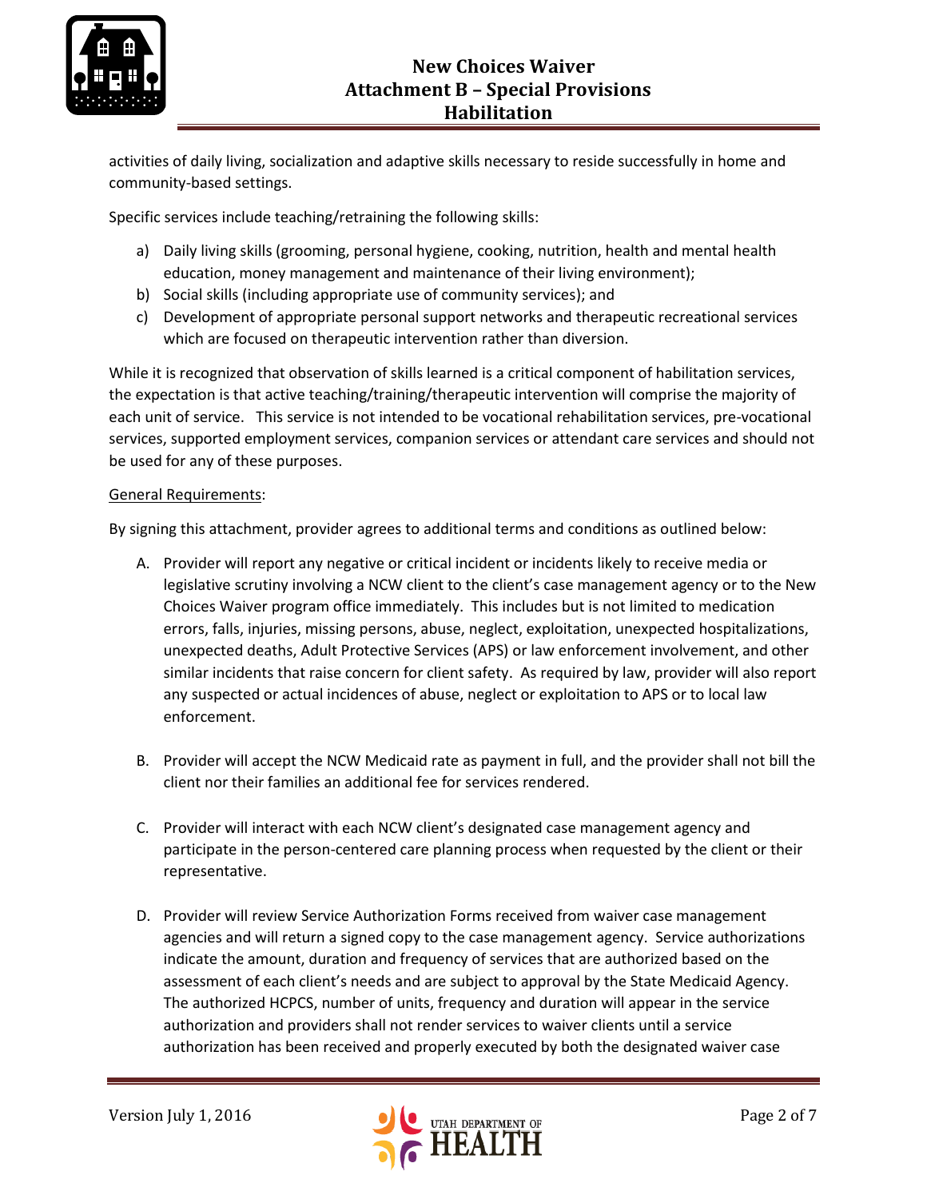activities of daily living, socialization and adaptive skills necessary to reside successfully in home and community-based settings.

Specific services include teaching/retraining the following skills:

a) Daily living skills (grooming, personal hygiene, cooking, nutrition, health and mental health education, money management and maintenance of their living environment);
b) Social skills (including appropriate use of community services); and
c) Development of appropriate personal support networks and therapeutic recreational services which are focused on therapeutic intervention rather than diversion.

While it is recognized that observation of skills learned is a critical component of habilitation services, the expectation is that active teaching/training/therapeutic intervention will comprise the majority of each unit of service. This service is not intended to be vocational rehabilitation services, pre-vocational services, supported employment services, companion services or attendant care services and should not be used for any of these purposes.

General Requirements:

By signing this attachment, provider agrees to additional terms and conditions as outlined below:

A. Provider will report any negative or critical incident or incidents likely to receive media or legislative scrutiny involving a NCW client to the client's case management agency or to the New Choices Waiver program office immediately. This includes but is not limited to medication errors, falls, injuries, missing persons, abuse, neglect, exploitation, unexpected hospitalizations, unexpected deaths, Adult Protective Services (APS) or law enforcement involvement, and other similar incidents that raise concern for client safety. As required by law, provider will also report any suspected or actual incidences of abuse, neglect or exploitation to APS or to local law enforcement.

B. Provider will accept the NCW Medicaid rate as payment in full, and the provider shall not bill the client nor their families an additional fee for services rendered.

C. Provider will interact with each NCW client's designated case management agency and participate in the person-centered care planning process when requested by the client or their representative.

D. Provider will review Service Authorization Forms received from waiver case management agencies and will return a signed copy to the case management agency. Service authorizations indicate the amount, duration and frequency of services that are authorized based on the assessment of each client's needs and are subject to approval by the State Medicaid Agency. The authorized HCPCS, number of units, frequency and duration will appear in the service authorization and providers shall not render services to waiver clients until a service authorization has been received and properly executed by both the designated waiver case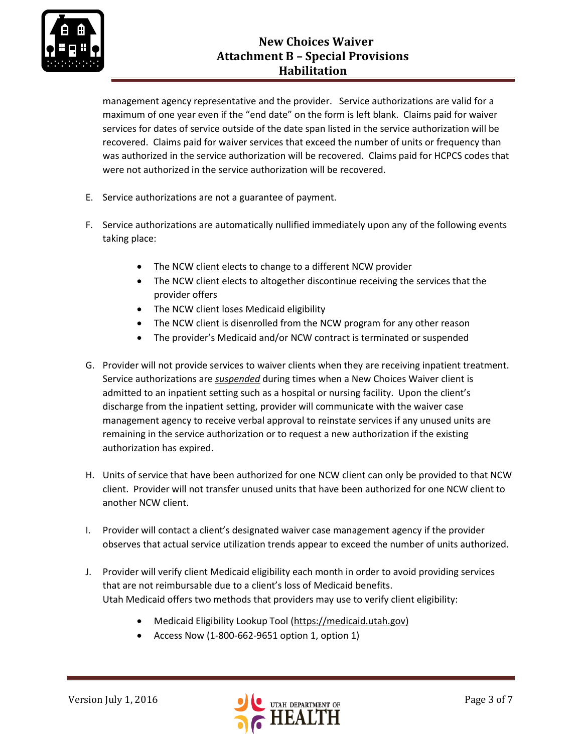management agency representative and the provider. Service authorizations are valid for a maximum of one year even if the "end date" on the form is left blank. Claims paid for waiver services for dates of service outside of the date span listed in the service authorization will be recovered. Claims paid for waiver services that exceed the number of units or frequency than was authorized in the service authorization will be recovered. Claims paid for HCPCS codes that were not authorized in the service authorization will be recovered.

E. Service authorizations are not a guarantee of payment.

F. Service authorizations are automatically nullified immediately upon any of the following events taking place:

   - The NCW client elects to change to a different NCW provider
   - The NCW client elects to altogether discontinue receiving the services that the provider offers
   - The NCW client loses Medicaid eligibility
   - The NCW client is disenrolled from the NCW program for any other reason
   - The provider's Medicaid and/or NCW contract is terminated or suspended

G. Provider will not provide services to waiver clients when they are receiving inpatient treatment. Service authorizations are ***suspended*** during times when a New Choices Waiver client is admitted to an inpatient setting such as a hospital or nursing facility. Upon the client's discharge from the inpatient setting, provider will communicate with the waiver case management agency to receive verbal approval to reinstate services if any unused units are remaining in the service authorization or to request a new authorization if the existing authorization has expired.

H. Units of service that have been authorized for one NCW client can only be provided to that NCW client. Provider will not transfer unused units that have been authorized for one NCW client to another NCW client.

I. Provider will contact a client's designated waiver case management agency if the provider observes that actual service utilization trends appear to exceed the number of units authorized.

J. Provider will verify client Medicaid eligibility each month in order to avoid providing services that are not reimbursable due to a client's loss of Medicaid benefits.
   Utah Medicaid offers two methods that providers may use to verify client eligibility:

   - Medicaid Eligibility Lookup Tool (https://medicaid.utah.gov)
   - Access Now (1-800-662-9651 option 1, option 1)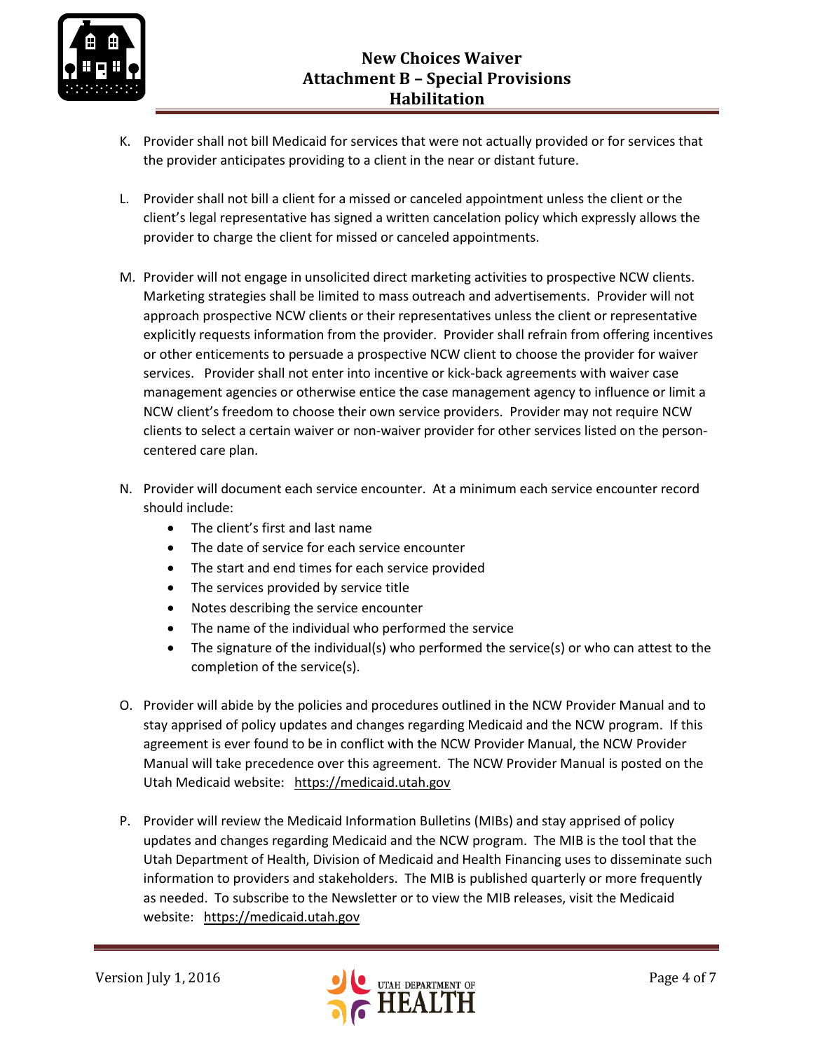K. Provider shall not bill Medicaid for services that were not actually provided or for services that the provider anticipates providing to a client in the near or distant future.

L. Provider shall not bill a client for a missed or canceled appointment unless the client or the client's legal representative has signed a written cancelation policy which expressly allows the provider to charge the client for missed or canceled appointments.

M. Provider will not engage in unsolicited direct marketing activities to prospective NCW clients. Marketing strategies shall be limited to mass outreach and advertisements. Provider will not approach prospective NCW clients or their representatives unless the client or representative explicitly requests information from the provider. Provider shall refrain from offering incentives or other enticements to persuade a prospective NCW client to choose the provider for waiver services. Provider shall not enter into incentive or kick-back agreements with waiver case management agencies or otherwise entice the case management agency to influence or limit a NCW client's freedom to choose their own service providers. Provider may not require NCW clients to select a certain waiver or non-waiver provider for other services listed on the person-centered care plan.

N. Provider will document each service encounter. At a minimum each service encounter record should include:
   - The client's first and last name
   - The date of service for each service encounter
   - The start and end times for each service provided
   - The services provided by service title
   - Notes describing the service encounter
   - The name of the individual who performed the service
   - The signature of the individual(s) who performed the service(s) or who can attest to the completion of the service(s).

O. Provider will abide by the policies and procedures outlined in the NCW Provider Manual and to stay apprised of policy updates and changes regarding Medicaid and the NCW program. If this agreement is ever found to be in conflict with the NCW Provider Manual, the NCW Provider Manual will take precedence over this agreement. The NCW Provider Manual is posted on the Utah Medicaid website: https://medicaid.utah.gov

P. Provider will review the Medicaid Information Bulletins (MIBs) and stay apprised of policy updates and changes regarding Medicaid and the NCW program. The MIB is the tool that the Utah Department of Health, Division of Medicaid and Health Financing uses to disseminate such information to providers and stakeholders. The MIB is published quarterly or more frequently as needed. To subscribe to the Newsletter or to view the MIB releases, visit the Medicaid website: https://medicaid.utah.gov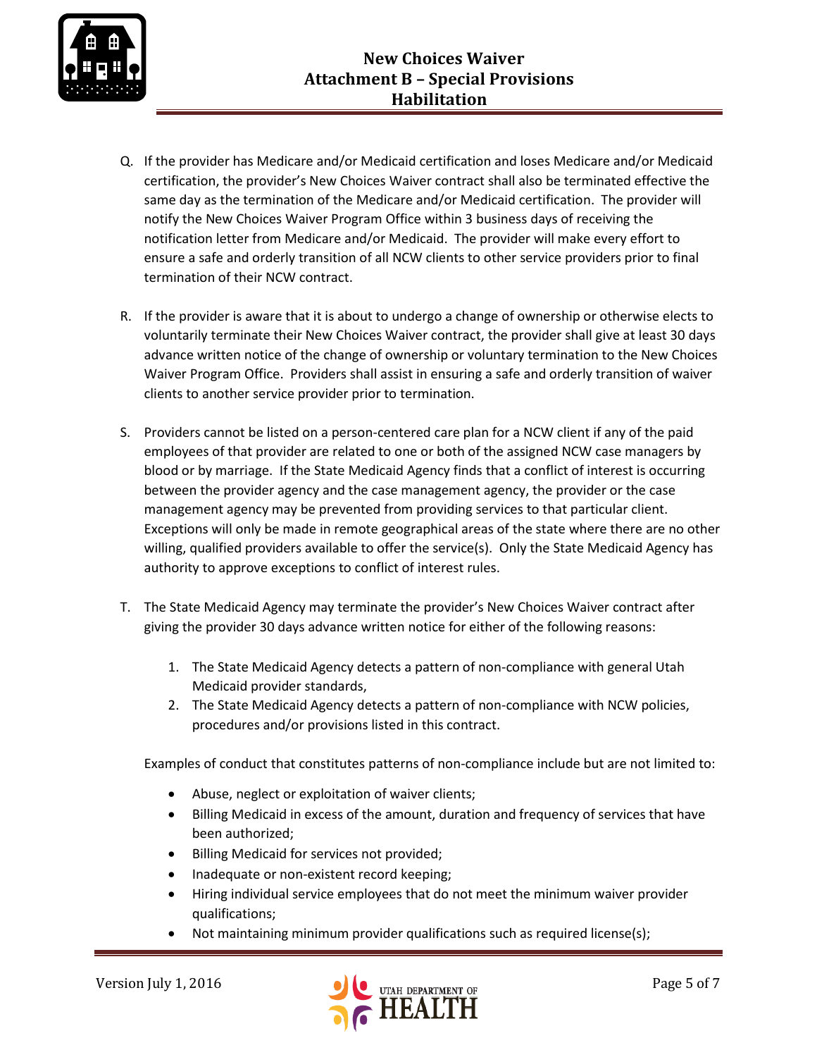Q. If the provider has Medicare and/or Medicaid certification and loses Medicare and/or Medicaid certification, the provider's New Choices Waiver contract shall also be terminated effective the same day as the termination of the Medicare and/or Medicaid certification. The provider will notify the New Choices Waiver Program Office within 3 business days of receiving the notification letter from Medicare and/or Medicaid. The provider will make every effort to ensure a safe and orderly transition of all NCW clients to other service providers prior to final termination of their NCW contract.

R. If the provider is aware that it is about to undergo a change of ownership or otherwise elects to voluntarily terminate their New Choices Waiver contract, the provider shall give at least 30 days advance written notice of the change of ownership or voluntary termination to the New Choices Waiver Program Office. Providers shall assist in ensuring a safe and orderly transition of waiver clients to another service provider prior to termination.

S. Providers cannot be listed on a person-centered care plan for a NCW client if any of the paid employees of that provider are related to one or both of the assigned NCW case managers by blood or by marriage. If the State Medicaid Agency finds that a conflict of interest is occurring between the provider agency and the case management agency, the provider or the case management agency may be prevented from providing services to that particular client. Exceptions will only be made in remote geographical areas of the state where there are no other willing, qualified providers available to offer the service(s). Only the State Medicaid Agency has authority to approve exceptions to conflict of interest rules.

T. The State Medicaid Agency may terminate the provider's New Choices Waiver contract after giving the provider 30 days advance written notice for either of the following reasons:

   1. The State Medicaid Agency detects a pattern of non-compliance with general Utah Medicaid provider standards,
   2. The State Medicaid Agency detects a pattern of non-compliance with NCW policies, procedures and/or provisions listed in this contract.

   Examples of conduct that constitutes patterns of non-compliance include but are not limited to:

   - Abuse, neglect or exploitation of waiver clients;
   - Billing Medicaid in excess of the amount, duration and frequency of services that have been authorized;
   - Billing Medicaid for services not provided;
   - Inadequate or non-existent record keeping;
   - Hiring individual service employees that do not meet the minimum waiver provider qualifications;
   - Not maintaining minimum provider qualifications such as required license(s);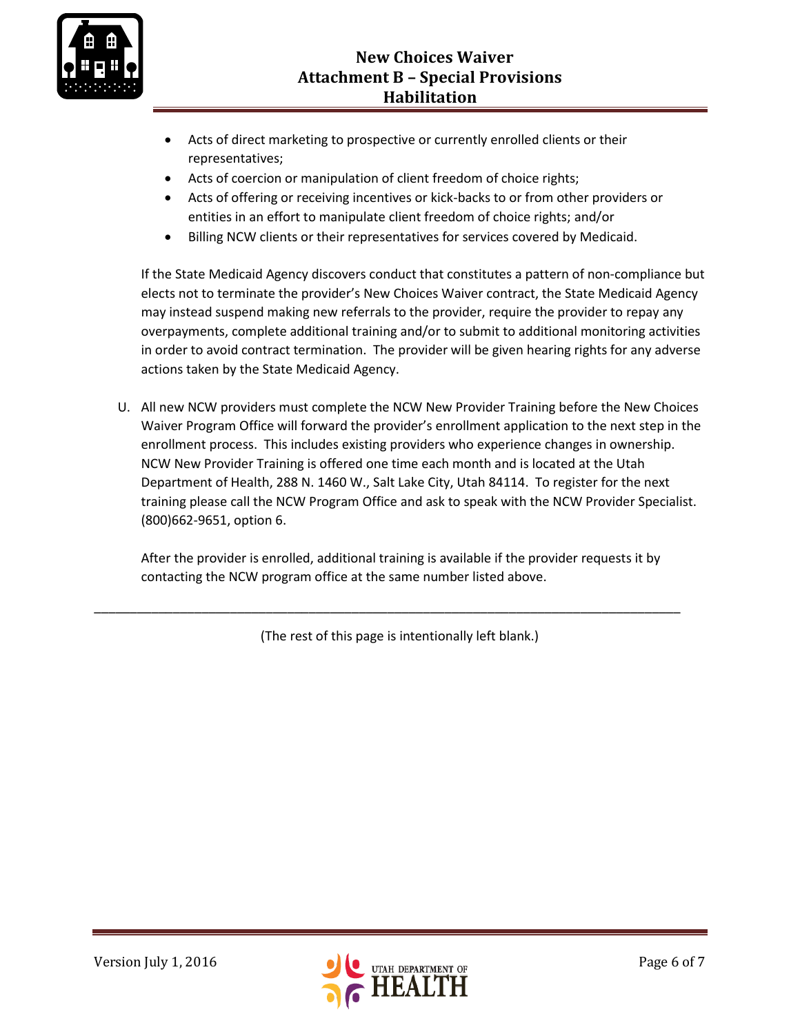- Acts of direct marketing to prospective or currently enrolled clients or their representatives;
- Acts of coercion or manipulation of client freedom of choice rights;
- Acts of offering or receiving incentives or kick-backs to or from other providers or entities in an effort to manipulate client freedom of choice rights; and/or
- Billing NCW clients or their representatives for services covered by Medicaid.

If the State Medicaid Agency discovers conduct that constitutes a pattern of non-compliance but elects not to terminate the provider's New Choices Waiver contract, the State Medicaid Agency may instead suspend making new referrals to the provider, require the provider to repay any overpayments, complete additional training and/or to submit to additional monitoring activities in order to avoid contract termination. The provider will be given hearing rights for any adverse actions taken by the State Medicaid Agency.

U. All new NCW providers must complete the NCW New Provider Training before the New Choices Waiver Program Office will forward the provider's enrollment application to the next step in the enrollment process. This includes existing providers who experience changes in ownership. NCW New Provider Training is offered one time each month and is located at the Utah Department of Health, 288 N. 1460 W., Salt Lake City, Utah 84114. To register for the next training please call the NCW Program Office and ask to speak with the NCW Provider Specialist. (800)662-9651, option 6.

After the provider is enrolled, additional training is available if the provider requests it by contacting the NCW program office at the same number listed above.

---

(The rest of this page is intentionally left blank.)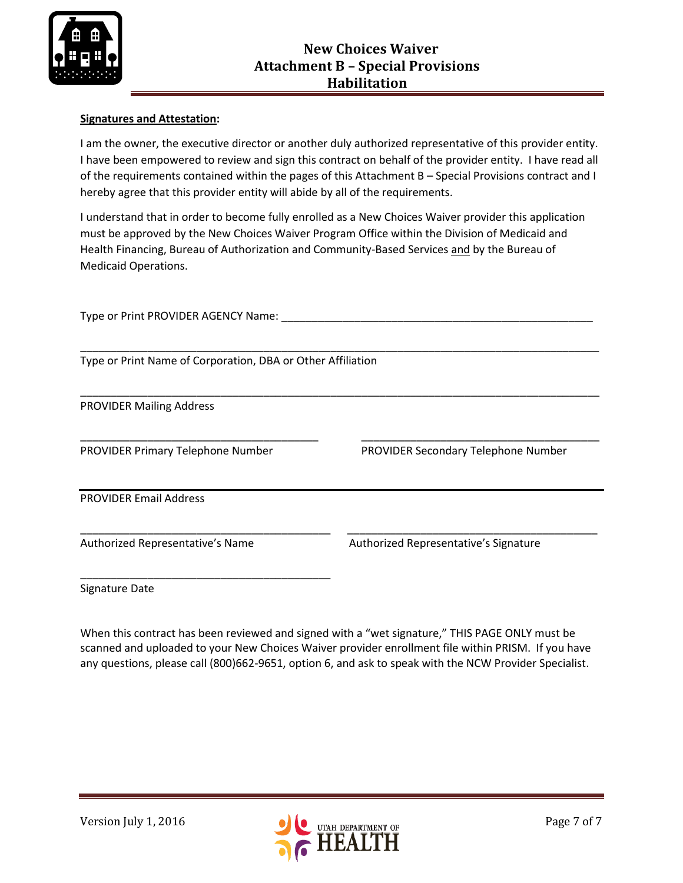**Signatures and Attestation:**

I am the owner, the executive director or another duly authorized representative of this provider entity. I have been empowered to review and sign this contract on behalf of the provider entity. I have read all of the requirements contained within the pages of this Attachment B – Special Provisions contract and I hereby agree that this provider entity will abide by all of the requirements.

I understand that in order to become fully enrolled as a New Choices Waiver provider this application must be approved by the New Choices Waiver Program Office within the Division of Medicaid and Health Financing, Bureau of Authorization and Community-Based Services and by the Bureau of Medicaid Operations.

Type or Print PROVIDER AGENCY Name: ______________________________________________________

_____________________________________________________________________________________
Type or Print Name of Corporation, DBA or Other Affiliation

_____________________________________________________________________________________
PROVIDER Mailing Address

________________________________________ ________________________________________
PROVIDER Primary Telephone Number PROVIDER Secondary Telephone Number

_____________________________________________________________________________________
PROVIDER Email Address

__________________________________________ __________________________________________
Authorized Representative's Name Authorized Representative's Signature

__________________________________________
Signature Date

When this contract has been reviewed and signed with a "wet signature," THIS PAGE ONLY must be scanned and uploaded to your New Choices Waiver provider enrollment file within PRISM. If you have any questions, please call (800)662-9651, option 6, and ask to speak with the NCW Provider Specialist.